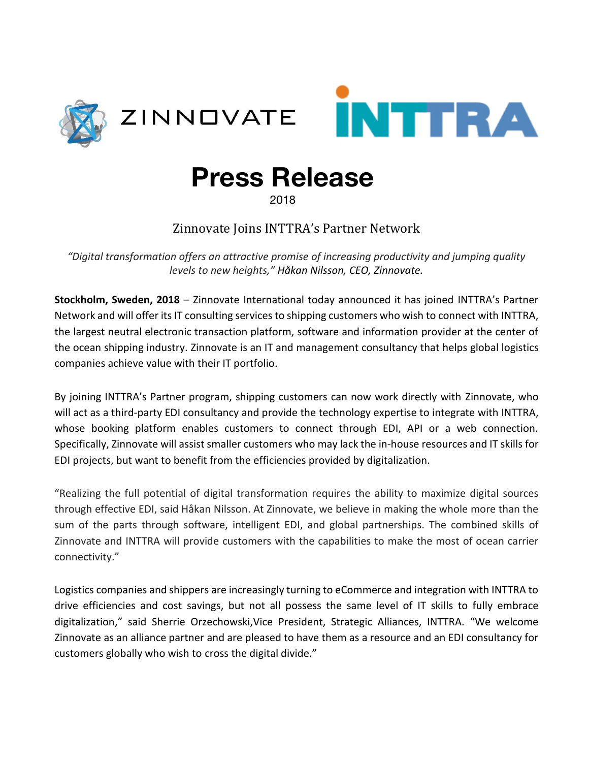ZINNOVATE INTTRA

# Press Release

2018

## Zinnovate Joins INTTRA's Partner Network

*"Digital transformation offers an attractive promise of increasing productivity and jumping quality levels to new heights," Håkan Nilsson, CEO, Zinnovate.*

**Stockholm, Sweden, 2018** – Zinnovate International today announced it has joined INTTRA's Partner Network and will offer its IT consulting services to shipping customers who wish to connect with INTTRA, the largest neutral electronic transaction platform, software and information provider at the center of the ocean shipping industry. Zinnovate is an IT and management consultancy that helps global logistics companies achieve value with their IT portfolio.

By joining INTTRA's Partner program, shipping customers can now work directly with Zinnovate, who will act as a third-party EDI consultancy and provide the technology expertise to integrate with INTTRA, whose booking platform enables customers to connect through EDI, API or a web connection. Specifically, Zinnovate will assist smaller customers who may lack the in-house resources and IT skills for EDI projects, but want to benefit from the efficiencies provided by digitalization.

"Realizing the full potential of digital transformation requires the ability to maximize digital sources through effective EDI, said Håkan Nilsson. At Zinnovate, we believe in making the whole more than the sum of the parts through software, intelligent EDI, and global partnerships. The combined skills of Zinnovate and INTTRA will provide customers with the capabilities to make the most of ocean carrier connectivity."

Logistics companies and shippers are increasingly turning to eCommerce and integration with INTTRA to drive efficiencies and cost savings, but not all possess the same level of IT skills to fully embrace digitalization," said Sherrie Orzechowski,Vice President, Strategic Alliances, INTTRA. "We welcome Zinnovate as an alliance partner and are pleased to have them as a resource and an EDI consultancy for customers globally who wish to cross the digital divide."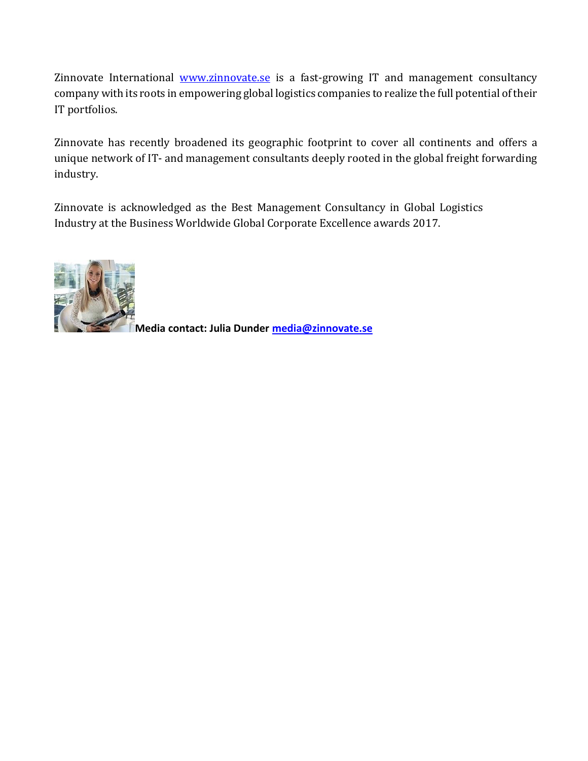Zinnovate International www.zinnovate.se is a fast-growing IT and management consultancy company with its roots in empowering global logistics companies to realize the full potential of their IT portfolios.

Zinnovate has recently broadened its geographic footprint to cover all continents and offers a unique network of IT- and management consultants deeply rooted in the global freight forwarding industry.

Zinnovate is acknowledged as the Best Management Consultancy in Global Logistics Industry at the Business Worldwide Global Corporate Excellence awards 2017.

**Media contact: Julia Dunder media@zinnovate.se**